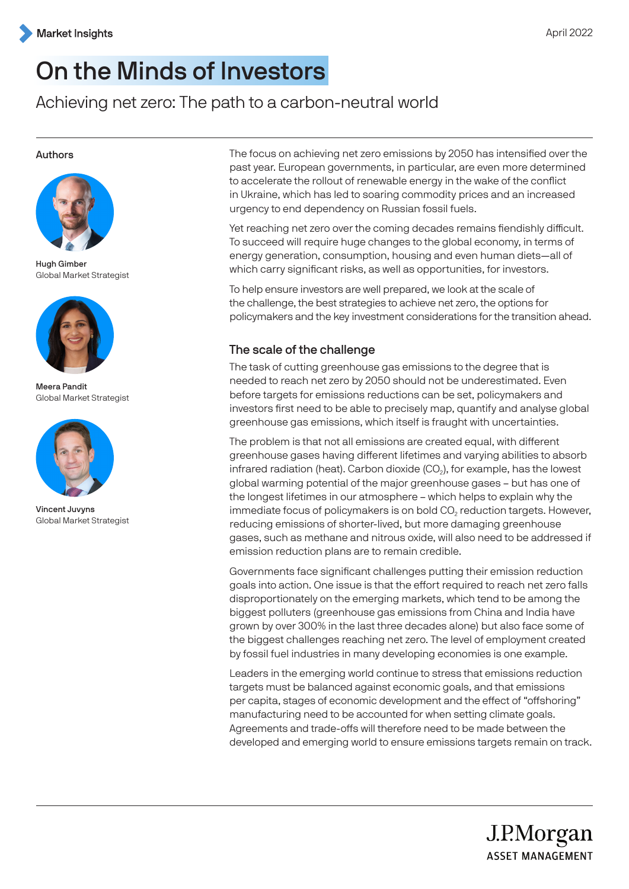Market Insights

April 2022

# On the Minds of Investors

## Achieving net zero: The path to a carbon-neutral world

**Authors**

Hugh Gimber
Global Market Strategist

Meera Pandit
Global Market Strategist

Vincent Juvyns
Global Market Strategist

The focus on achieving net zero emissions by 2050 has intensified over the past year. European governments, in particular, are even more determined to accelerate the rollout of renewable energy in the wake of the conflict in Ukraine, which has led to soaring commodity prices and an increased urgency to end dependency on Russian fossil fuels.

Yet reaching net zero over the coming decades remains fiendishly difficult. To succeed will require huge changes to the global economy, in terms of energy generation, consumption, housing and even human diets—all of which carry significant risks, as well as opportunities, for investors.

To help ensure investors are well prepared, we look at the scale of the challenge, the best strategies to achieve net zero, the options for policymakers and the key investment considerations for the transition ahead.

### The scale of the challenge

The task of cutting greenhouse gas emissions to the degree that is needed to reach net zero by 2050 should not be underestimated. Even before targets for emissions reductions can be set, policymakers and investors first need to be able to precisely map, quantify and analyse global greenhouse gas emissions, which itself is fraught with uncertainties.

The problem is that not all emissions are created equal, with different greenhouse gases having different lifetimes and varying abilities to absorb infrared radiation (heat). Carbon dioxide ($CO_2$), for example, has the lowest global warming potential of the major greenhouse gases – but has one of the longest lifetimes in our atmosphere – which helps to explain why the immediate focus of policymakers is on bold $CO_2$ reduction targets. However, reducing emissions of shorter-lived, but more damaging greenhouse gases, such as methane and nitrous oxide, will also need to be addressed if emission reduction plans are to remain credible.

Governments face significant challenges putting their emission reduction goals into action. One issue is that the effort required to reach net zero falls disproportionately on the emerging markets, which tend to be among the biggest polluters (greenhouse gas emissions from China and India have grown by over 300% in the last three decades alone) but also face some of the biggest challenges reaching net zero. The level of employment created by fossil fuel industries in many developing economies is one example.

Leaders in the emerging world continue to stress that emissions reduction targets must be balanced against economic goals, and that emissions per capita, stages of economic development and the effect of "offshoring" manufacturing need to be accounted for when setting climate goals. Agreements and trade-offs will therefore need to be made between the developed and emerging world to ensure emissions targets remain on track.

J.P.Morgan
ASSET MANAGEMENT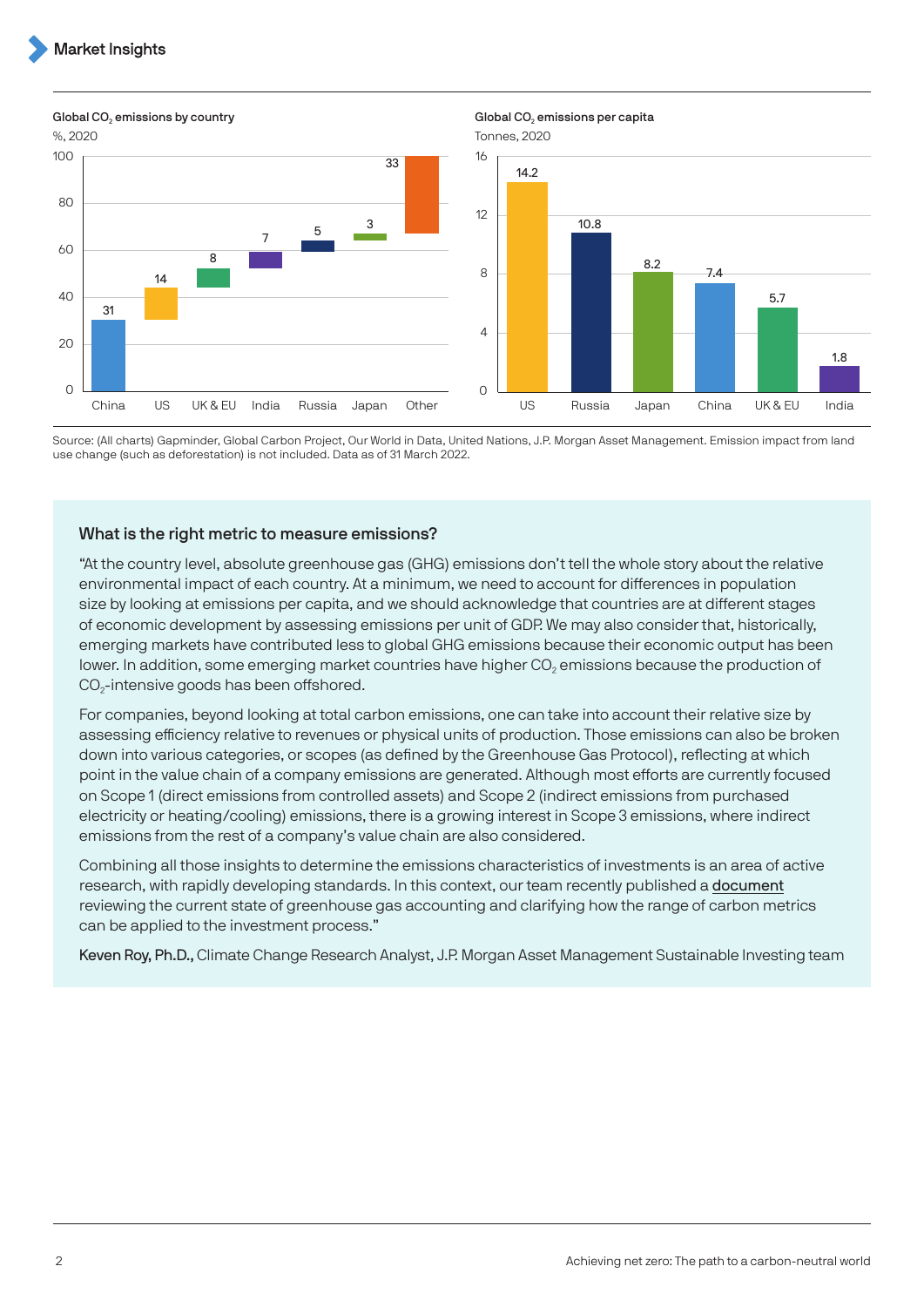**Global $CO_2$ emissions by country**

%, 2020

| Country | % |
|---|---|
| China | 31 |
| US | 14 |
| UK & EU | 8 |
| India | 7 |
| Russia | 5 |
| Japan | 3 |
| Other | 33 |

**Global $CO_2$ emissions per capita**

Tonnes, 2020

| Country | Tonnes |
|---|---|
| US | 14.2 |
| Russia | 10.8 |
| Japan | 8.2 |
| China | 7.4 |
| UK & EU | 5.7 |
| India | 1.8 |

Source: (All charts) Gapminder, Global Carbon Project, Our World in Data, United Nations, J.P. Morgan Asset Management. Emission impact from land use change (such as deforestation) is not included. Data as of 31 March 2022.

### What is the right metric to measure emissions?

"At the country level, absolute greenhouse gas (GHG) emissions don't tell the whole story about the relative environmental impact of each country. At a minimum, we need to account for differences in population size by looking at emissions per capita, and we should acknowledge that countries are at different stages of economic development by assessing emissions per unit of GDP. We may also consider that, historically, emerging markets have contributed less to global GHG emissions because their economic output has been lower. In addition, some emerging market countries have higher $CO_2$ emissions because the production of $CO_2$-intensive goods has been offshored.

For companies, beyond looking at total carbon emissions, one can take into account their relative size by assessing efficiency relative to revenues or physical units of production. Those emissions can also be broken down into various categories, or scopes (as defined by the Greenhouse Gas Protocol), reflecting at which point in the value chain of a company emissions are generated. Although most efforts are currently focused on Scope 1 (direct emissions from controlled assets) and Scope 2 (indirect emissions from purchased electricity or heating/cooling) emissions, there is a growing interest in Scope 3 emissions, where indirect emissions from the rest of a company's value chain are also considered.

Combining all those insights to determine the emissions characteristics of investments is an area of active research, with rapidly developing standards. In this context, our team recently published a document reviewing the current state of greenhouse gas accounting and clarifying how the range of carbon metrics can be applied to the investment process."

**Keven Roy, Ph.D.,** Climate Change Research Analyst, J.P. Morgan Asset Management Sustainable Investing team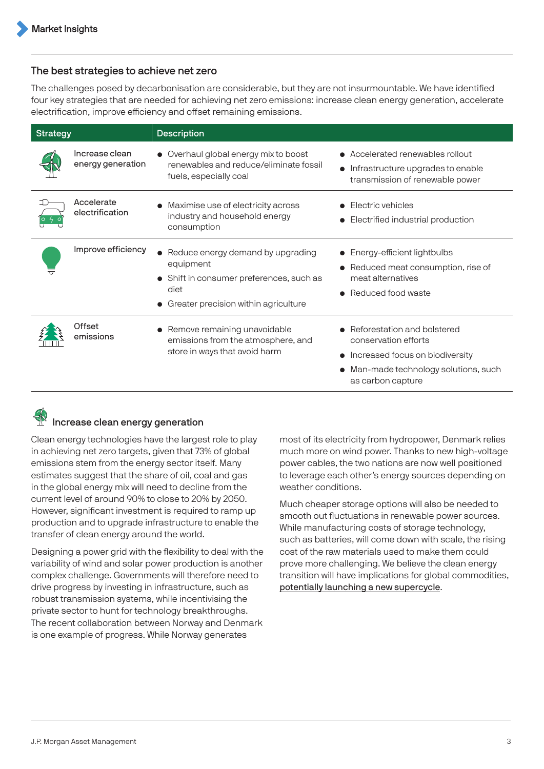## The best strategies to achieve net zero

The challenges posed by decarbonisation are considerable, but they are not insurmountable. We have identified four key strategies that are needed for achieving net zero emissions: increase clean energy generation, accelerate electrification, improve efficiency and offset remaining emissions.

| Strategy | Description | |
|---|---|---|
| Increase clean energy generation | • Overhaul global energy mix to boost renewables and reduce/eliminate fossil fuels, especially coal | • Accelerated renewables rollout<br>• Infrastructure upgrades to enable transmission of renewable power |
| Accelerate electrification | • Maximise use of electricity across industry and household energy consumption | • Electric vehicles<br>• Electrified industrial production |
| Improve efficiency | • Reduce energy demand by upgrading equipment<br>• Shift in consumer preferences, such as diet<br>• Greater precision within agriculture | • Energy-efficient lightbulbs<br>• Reduced meat consumption, rise of meat alternatives<br>• Reduced food waste |
| Offset emissions | • Remove remaining unavoidable emissions from the atmosphere, and store in ways that avoid harm | • Reforestation and bolstered conservation efforts<br>• Increased focus on biodiversity<br>• Man-made technology solutions, such as carbon capture |

### Increase clean energy generation

Clean energy technologies have the largest role to play in achieving net zero targets, given that 73% of global emissions stem from the energy sector itself. Many estimates suggest that the share of oil, coal and gas in the global energy mix will need to decline from the current level of around 90% to close to 20% by 2050. However, significant investment is required to ramp up production and to upgrade infrastructure to enable the transfer of clean energy around the world.

Designing a power grid with the flexibility to deal with the variability of wind and solar power production is another complex challenge. Governments will therefore need to drive progress by investing in infrastructure, such as robust transmission systems, while incentivising the private sector to hunt for technology breakthroughs. The recent collaboration between Norway and Denmark is one example of progress. While Norway generates most of its electricity from hydropower, Denmark relies much more on wind power. Thanks to new high-voltage power cables, the two nations are now well positioned to leverage each other's energy sources depending on weather conditions.

Much cheaper storage options will also be needed to smooth out fluctuations in renewable power sources. While manufacturing costs of storage technology, such as batteries, will come down with scale, the rising cost of the raw materials used to make them could prove more challenging. We believe the clean energy transition will have implications for global commodities, potentially launching a new supercycle.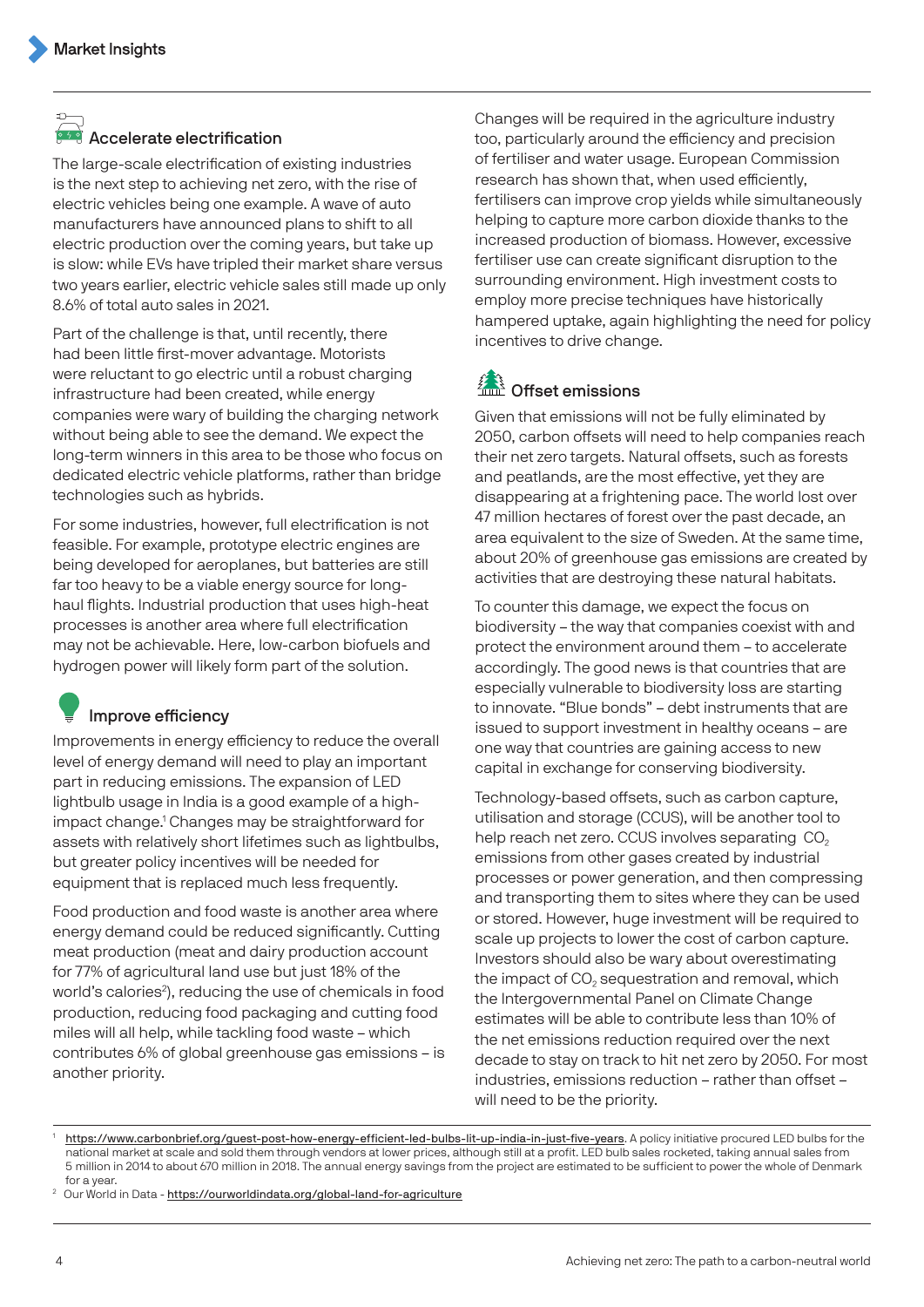### Accelerate electrification

The large-scale electrification of existing industries is the next step to achieving net zero, with the rise of electric vehicles being one example. A wave of auto manufacturers have announced plans to shift to all electric production over the coming years, but take up is slow: while EVs have tripled their market share versus two years earlier, electric vehicle sales still made up only 8.6% of total auto sales in 2021.

Part of the challenge is that, until recently, there had been little first-mover advantage. Motorists were reluctant to go electric until a robust charging infrastructure had been created, while energy companies were wary of building the charging network without being able to see the demand. We expect the long-term winners in this area to be those who focus on dedicated electric vehicle platforms, rather than bridge technologies such as hybrids.

For some industries, however, full electrification is not feasible. For example, prototype electric engines are being developed for aeroplanes, but batteries are still far too heavy to be a viable energy source for long-haul flights. Industrial production that uses high-heat processes is another area where full electrification may not be achievable. Here, low-carbon biofuels and hydrogen power will likely form part of the solution.

### Improve efficiency

Improvements in energy efficiency to reduce the overall level of energy demand will need to play an important part in reducing emissions. The expansion of LED lightbulb usage in India is a good example of a high-impact change.[1] Changes may be straightforward for assets with relatively short lifetimes such as lightbulbs, but greater policy incentives will be needed for equipment that is replaced much less frequently.

Food production and food waste is another area where energy demand could be reduced significantly. Cutting meat production (meat and dairy production account for 77% of agricultural land use but just 18% of the world's calories[2]), reducing the use of chemicals in food production, reducing food packaging and cutting food miles will all help, while tackling food waste – which contributes 6% of global greenhouse gas emissions – is another priority.

Changes will be required in the agriculture industry too, particularly around the efficiency and precision of fertiliser and water usage. European Commission research has shown that, when used efficiently, fertilisers can improve crop yields while simultaneously helping to capture more carbon dioxide thanks to the increased production of biomass. However, excessive fertiliser use can create significant disruption to the surrounding environment. High investment costs to employ more precise techniques have historically hampered uptake, again highlighting the need for policy incentives to drive change.

### Offset emissions

Given that emissions will not be fully eliminated by 2050, carbon offsets will need to help companies reach their net zero targets. Natural offsets, such as forests and peatlands, are the most effective, yet they are disappearing at a frightening pace. The world lost over 47 million hectares of forest over the past decade, an area equivalent to the size of Sweden. At the same time, about 20% of greenhouse gas emissions are created by activities that are destroying these natural habitats.

To counter this damage, we expect the focus on biodiversity – the way that companies coexist with and protect the environment around them – to accelerate accordingly. The good news is that countries that are especially vulnerable to biodiversity loss are starting to innovate. "Blue bonds" – debt instruments that are issued to support investment in healthy oceans – are one way that countries are gaining access to new capital in exchange for conserving biodiversity.

Technology-based offsets, such as carbon capture, utilisation and storage (CCUS), will be another tool to help reach net zero. CCUS involves separating $CO_2$ emissions from other gases created by industrial processes or power generation, and then compressing and transporting them to sites where they can be used or stored. However, huge investment will be required to scale up projects to lower the cost of carbon capture. Investors should also be wary about overestimating the impact of $CO_2$ sequestration and removal, which the Intergovernmental Panel on Climate Change estimates will be able to contribute less than 10% of the net emissions reduction required over the next decade to stay on track to hit net zero by 2050. For most industries, emissions reduction – rather than offset – will need to be the priority.

---

[1] https://www.carbonbrief.org/guest-post-how-energy-efficient-led-bulbs-lit-up-india-in-just-five-years. A policy initiative procured LED bulbs for the national market at scale and sold them through vendors at lower prices, although still at a profit. LED bulb sales rocketed, taking annual sales from 5 million in 2014 to about 670 million in 2018. The annual energy savings from the project are estimated to be sufficient to power the whole of Denmark for a year.

[2] Our World in Data - https://ourworldindata.org/global-land-for-agriculture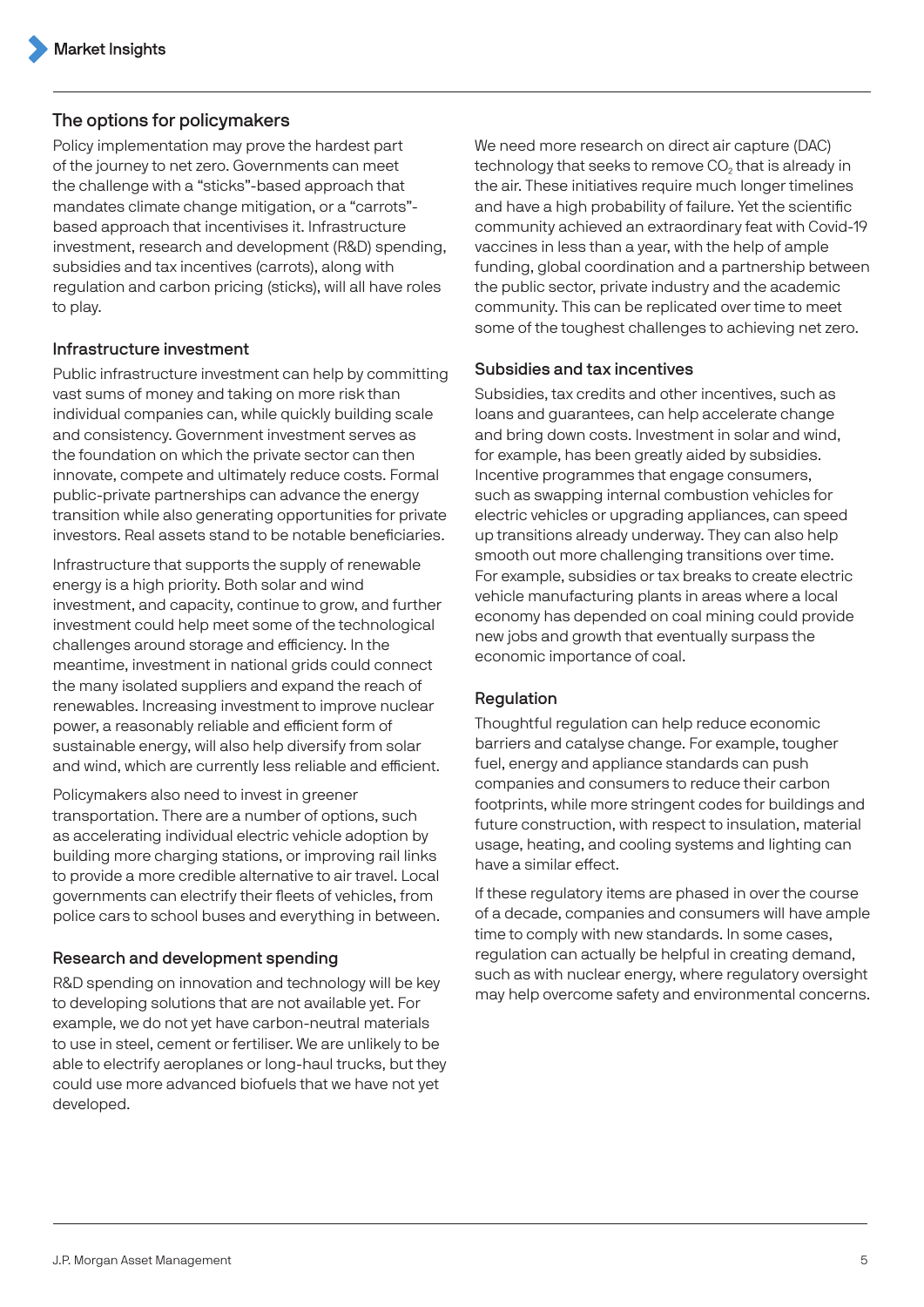## The options for policymakers

Policy implementation may prove the hardest part of the journey to net zero. Governments can meet the challenge with a "sticks"-based approach that mandates climate change mitigation, or a "carrots"-based approach that incentivises it. Infrastructure investment, research and development (R&D) spending, subsidies and tax incentives (carrots), along with regulation and carbon pricing (sticks), will all have roles to play.

### Infrastructure investment

Public infrastructure investment can help by committing vast sums of money and taking on more risk than individual companies can, while quickly building scale and consistency. Government investment serves as the foundation on which the private sector can then innovate, compete and ultimately reduce costs. Formal public-private partnerships can advance the energy transition while also generating opportunities for private investors. Real assets stand to be notable beneficiaries.

Infrastructure that supports the supply of renewable energy is a high priority. Both solar and wind investment, and capacity, continue to grow, and further investment could help meet some of the technological challenges around storage and efficiency. In the meantime, investment in national grids could connect the many isolated suppliers and expand the reach of renewables. Increasing investment to improve nuclear power, a reasonably reliable and efficient form of sustainable energy, will also help diversify from solar and wind, which are currently less reliable and efficient.

Policymakers also need to invest in greener transportation. There are a number of options, such as accelerating individual electric vehicle adoption by building more charging stations, or improving rail links to provide a more credible alternative to air travel. Local governments can electrify their fleets of vehicles, from police cars to school buses and everything in between.

### Research and development spending

R&D spending on innovation and technology will be key to developing solutions that are not available yet. For example, we do not yet have carbon-neutral materials to use in steel, cement or fertiliser. We are unlikely to be able to electrify aeroplanes or long-haul trucks, but they could use more advanced biofuels that we have not yet developed.

We need more research on direct air capture (DAC) technology that seeks to remove $CO_2$ that is already in the air. These initiatives require much longer timelines and have a high probability of failure. Yet the scientific community achieved an extraordinary feat with Covid-19 vaccines in less than a year, with the help of ample funding, global coordination and a partnership between the public sector, private industry and the academic community. This can be replicated over time to meet some of the toughest challenges to achieving net zero.

### Subsidies and tax incentives

Subsidies, tax credits and other incentives, such as loans and guarantees, can help accelerate change and bring down costs. Investment in solar and wind, for example, has been greatly aided by subsidies. Incentive programmes that engage consumers, such as swapping internal combustion vehicles for electric vehicles or upgrading appliances, can speed up transitions already underway. They can also help smooth out more challenging transitions over time. For example, subsidies or tax breaks to create electric vehicle manufacturing plants in areas where a local economy has depended on coal mining could provide new jobs and growth that eventually surpass the economic importance of coal.

### Regulation

Thoughtful regulation can help reduce economic barriers and catalyse change. For example, tougher fuel, energy and appliance standards can push companies and consumers to reduce their carbon footprints, while more stringent codes for buildings and future construction, with respect to insulation, material usage, heating, and cooling systems and lighting can have a similar effect.

If these regulatory items are phased in over the course of a decade, companies and consumers will have ample time to comply with new standards. In some cases, regulation can actually be helpful in creating demand, such as with nuclear energy, where regulatory oversight may help overcome safety and environmental concerns.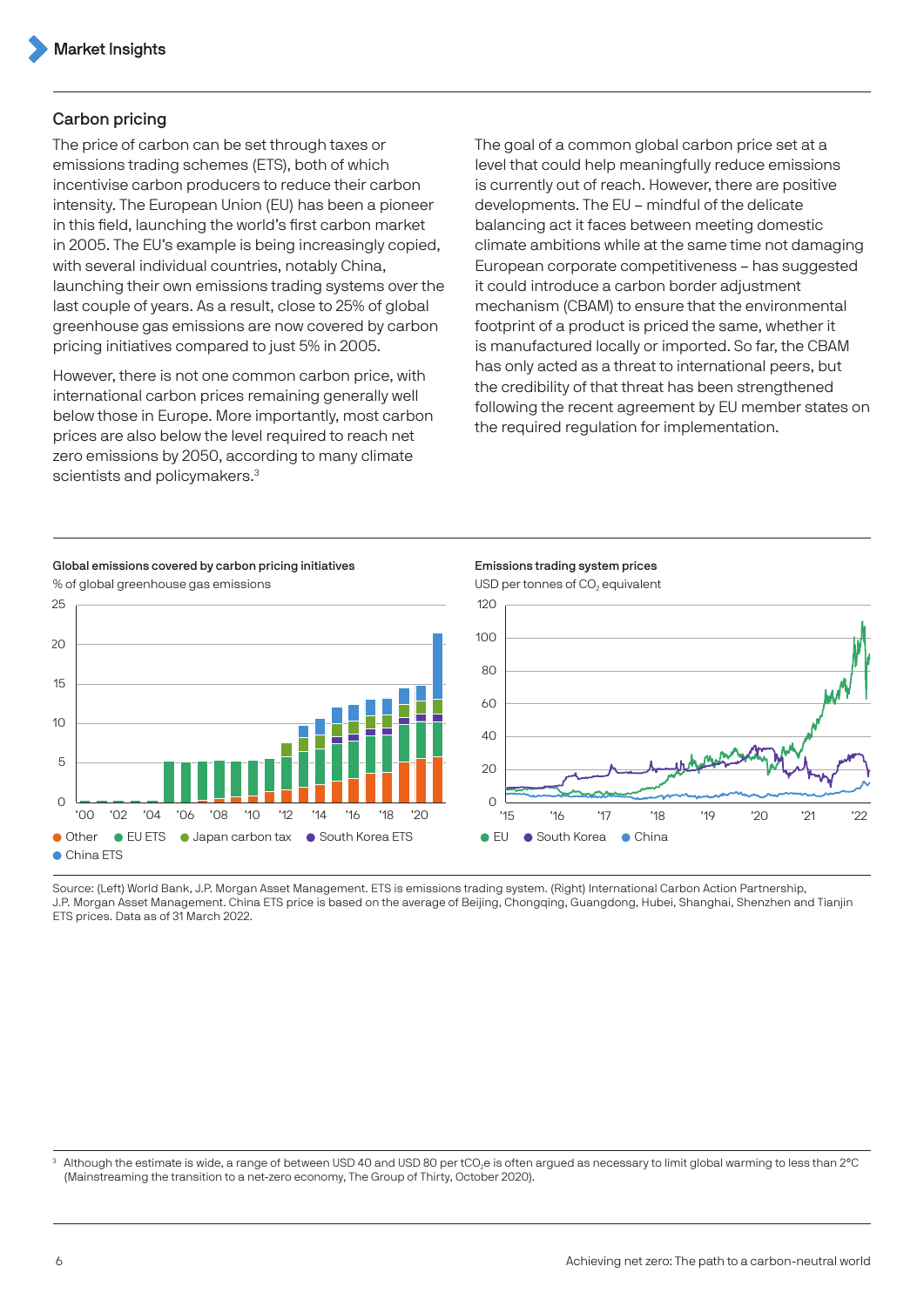## Carbon pricing

The price of carbon can be set through taxes or emissions trading schemes (ETS), both of which incentivise carbon producers to reduce their carbon intensity. The European Union (EU) has been a pioneer in this field, launching the world's first carbon market in 2005. The EU's example is being increasingly copied, with several individual countries, notably China, launching their own emissions trading systems over the last couple of years. As a result, close to 25% of global greenhouse gas emissions are now covered by carbon pricing initiatives compared to just 5% in 2005.

However, there is not one common carbon price, with international carbon prices remaining generally well below those in Europe. More importantly, most carbon prices are also below the level required to reach net zero emissions by 2050, according to many climate scientists and policymakers.[3]

The goal of a common global carbon price set at a level that could help meaningfully reduce emissions is currently out of reach. However, there are positive developments. The EU – mindful of the delicate balancing act it faces between meeting domestic climate ambitions while at the same time not damaging European corporate competitiveness – has suggested it could introduce a carbon border adjustment mechanism (CBAM) to ensure that the environmental footprint of a product is priced the same, whether it is manufactured locally or imported. So far, the CBAM has only acted as a threat to international peers, but the credibility of that threat has been strengthened following the recent agreement by EU member states on the required regulation for implementation.

**Global emissions covered by carbon pricing initiatives**

% of global greenhouse gas emissions

Other · EU ETS · Japan carbon tax · South Korea ETS · China ETS

**Emissions trading system prices**

USD per tonnes of $CO_2$ equivalent

EU · South Korea · China

Source: (Left) World Bank, J.P. Morgan Asset Management. ETS is emissions trading system. (Right) International Carbon Action Partnership, J.P. Morgan Asset Management. China ETS price is based on the average of Beijing, Chongqing, Guangdong, Hubei, Shanghai, Shenzhen and Tianjin ETS prices. Data as of 31 March 2022.

[3] Although the estimate is wide, a range of between USD 40 and USD 80 per $tCO_2e$ is often argued as necessary to limit global warming to less than 2°C (Mainstreaming the transition to a net-zero economy, The Group of Thirty, October 2020).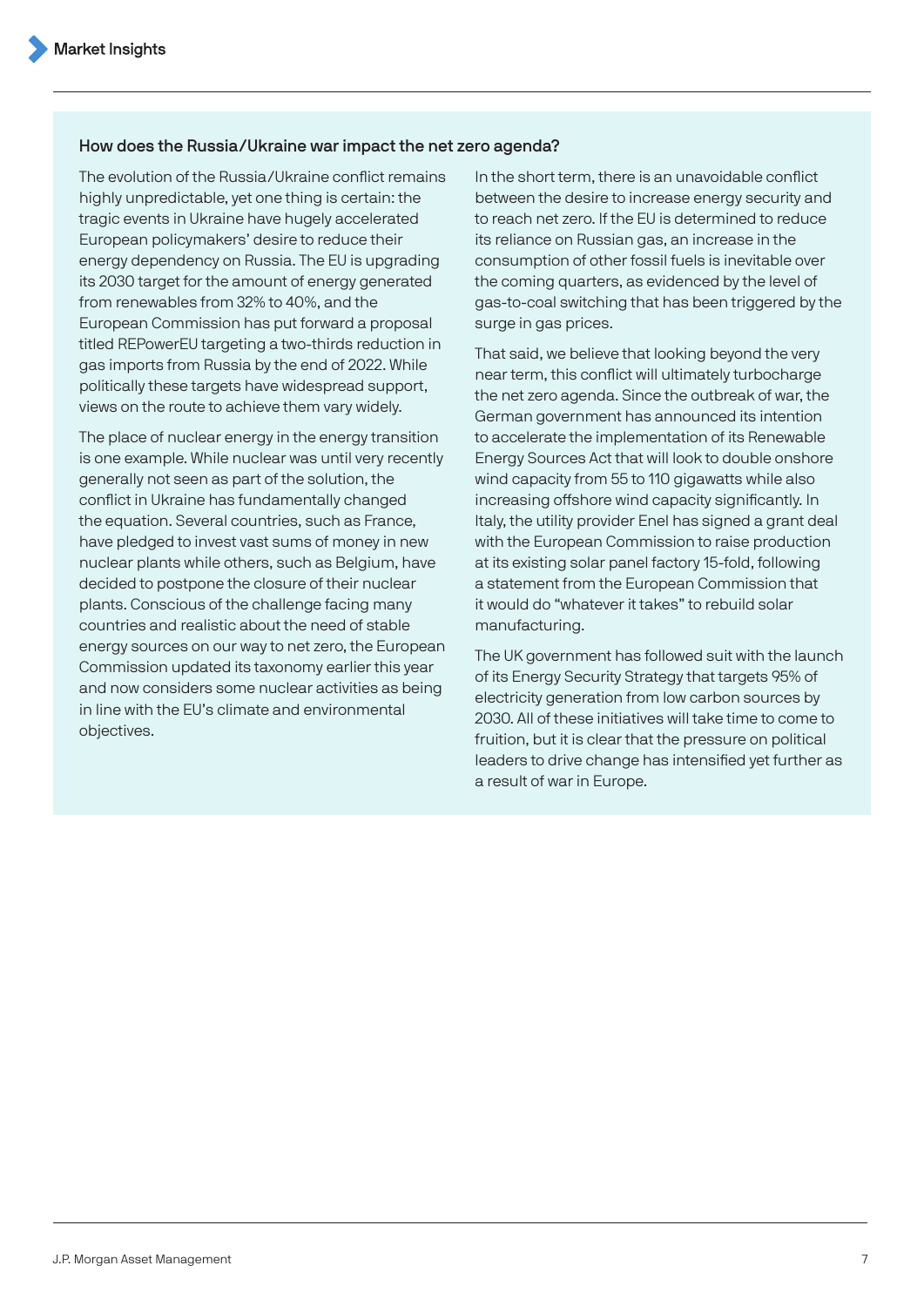### How does the Russia/Ukraine war impact the net zero agenda?

The evolution of the Russia/Ukraine conflict remains highly unpredictable, yet one thing is certain: the tragic events in Ukraine have hugely accelerated European policymakers' desire to reduce their energy dependency on Russia. The EU is upgrading its 2030 target for the amount of energy generated from renewables from 32% to 40%, and the European Commission has put forward a proposal titled REPowerEU targeting a two-thirds reduction in gas imports from Russia by the end of 2022. While politically these targets have widespread support, views on the route to achieve them vary widely.

The place of nuclear energy in the energy transition is one example. While nuclear was until very recently generally not seen as part of the solution, the conflict in Ukraine has fundamentally changed the equation. Several countries, such as France, have pledged to invest vast sums of money in new nuclear plants while others, such as Belgium, have decided to postpone the closure of their nuclear plants. Conscious of the challenge facing many countries and realistic about the need of stable energy sources on our way to net zero, the European Commission updated its taxonomy earlier this year and now considers some nuclear activities as being in line with the EU's climate and environmental objectives.

In the short term, there is an unavoidable conflict between the desire to increase energy security and to reach net zero. If the EU is determined to reduce its reliance on Russian gas, an increase in the consumption of other fossil fuels is inevitable over the coming quarters, as evidenced by the level of gas-to-coal switching that has been triggered by the surge in gas prices.

That said, we believe that looking beyond the very near term, this conflict will ultimately turbocharge the net zero agenda. Since the outbreak of war, the German government has announced its intention to accelerate the implementation of its Renewable Energy Sources Act that will look to double onshore wind capacity from 55 to 110 gigawatts while also increasing offshore wind capacity significantly. In Italy, the utility provider Enel has signed a grant deal with the European Commission to raise production at its existing solar panel factory 15-fold, following a statement from the European Commission that it would do "whatever it takes" to rebuild solar manufacturing.

The UK government has followed suit with the launch of its Energy Security Strategy that targets 95% of electricity generation from low carbon sources by 2030. All of these initiatives will take time to come to fruition, but it is clear that the pressure on political leaders to drive change has intensified yet further as a result of war in Europe.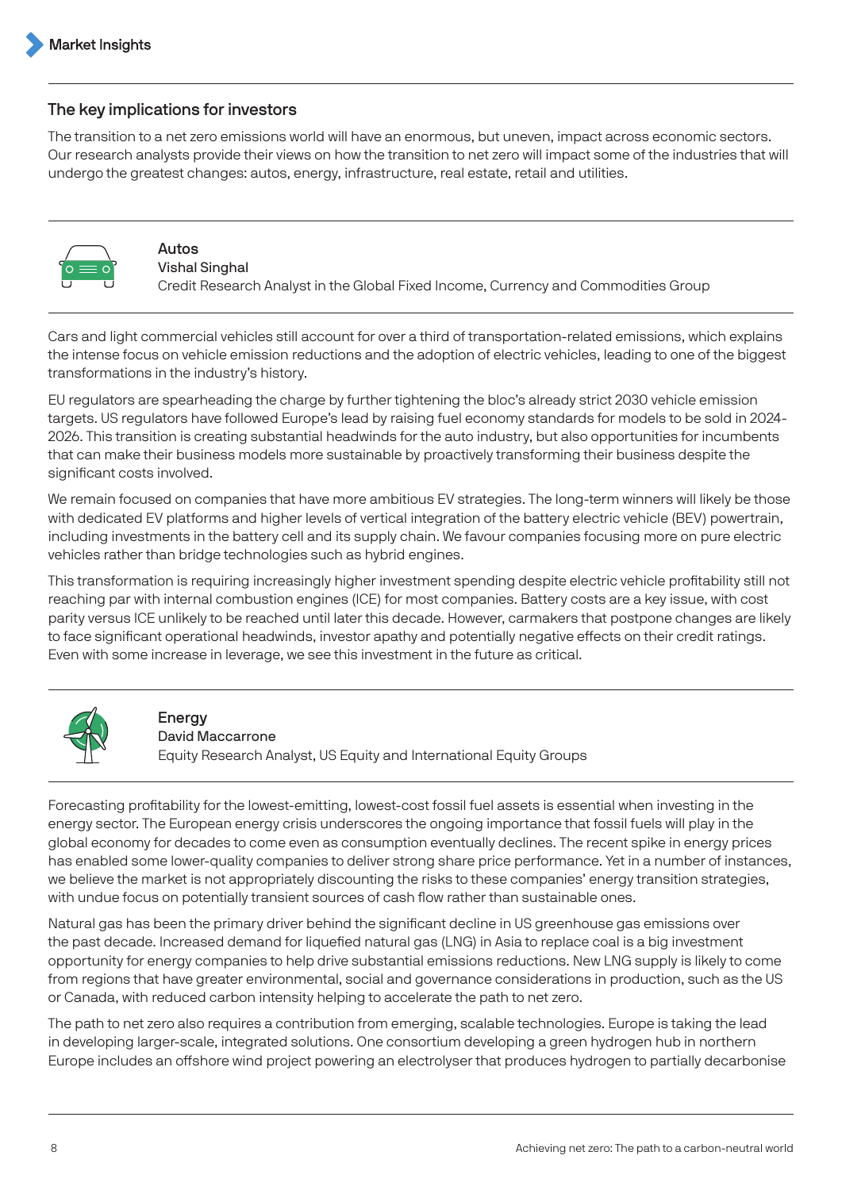## The key implications for investors

The transition to a net zero emissions world will have an enormous, but uneven, impact across economic sectors. Our research analysts provide their views on how the transition to net zero will impact some of the industries that will undergo the greatest changes: autos, energy, infrastructure, real estate, retail and utilities.

### Autos

Vishal Singhal
Credit Research Analyst in the Global Fixed Income, Currency and Commodities Group

Cars and light commercial vehicles still account for over a third of transportation-related emissions, which explains the intense focus on vehicle emission reductions and the adoption of electric vehicles, leading to one of the biggest transformations in the industry's history.

EU regulators are spearheading the charge by further tightening the bloc's already strict 2030 vehicle emission targets. US regulators have followed Europe's lead by raising fuel economy standards for models to be sold in 2024-2026. This transition is creating substantial headwinds for the auto industry, but also opportunities for incumbents that can make their business models more sustainable by proactively transforming their business despite the significant costs involved.

We remain focused on companies that have more ambitious EV strategies. The long-term winners will likely be those with dedicated EV platforms and higher levels of vertical integration of the battery electric vehicle (BEV) powertrain, including investments in the battery cell and its supply chain. We favour companies focusing more on pure electric vehicles rather than bridge technologies such as hybrid engines.

This transformation is requiring increasingly higher investment spending despite electric vehicle profitability still not reaching par with internal combustion engines (ICE) for most companies. Battery costs are a key issue, with cost parity versus ICE unlikely to be reached until later this decade. However, carmakers that postpone changes are likely to face significant operational headwinds, investor apathy and potentially negative effects on their credit ratings. Even with some increase in leverage, we see this investment in the future as critical.

### Energy

David Maccarrone
Equity Research Analyst, US Equity and International Equity Groups

Forecasting profitability for the lowest-emitting, lowest-cost fossil fuel assets is essential when investing in the energy sector. The European energy crisis underscores the ongoing importance that fossil fuels will play in the global economy for decades to come even as consumption eventually declines. The recent spike in energy prices has enabled some lower-quality companies to deliver strong share price performance. Yet in a number of instances, we believe the market is not appropriately discounting the risks to these companies' energy transition strategies, with undue focus on potentially transient sources of cash flow rather than sustainable ones.

Natural gas has been the primary driver behind the significant decline in US greenhouse gas emissions over the past decade. Increased demand for liquefied natural gas (LNG) in Asia to replace coal is a big investment opportunity for energy companies to help drive substantial emissions reductions. New LNG supply is likely to come from regions that have greater environmental, social and governance considerations in production, such as the US or Canada, with reduced carbon intensity helping to accelerate the path to net zero.

The path to net zero also requires a contribution from emerging, scalable technologies. Europe is taking the lead in developing larger-scale, integrated solutions. One consortium developing a green hydrogen hub in northern Europe includes an offshore wind project powering an electrolyser that produces hydrogen to partially decarbonise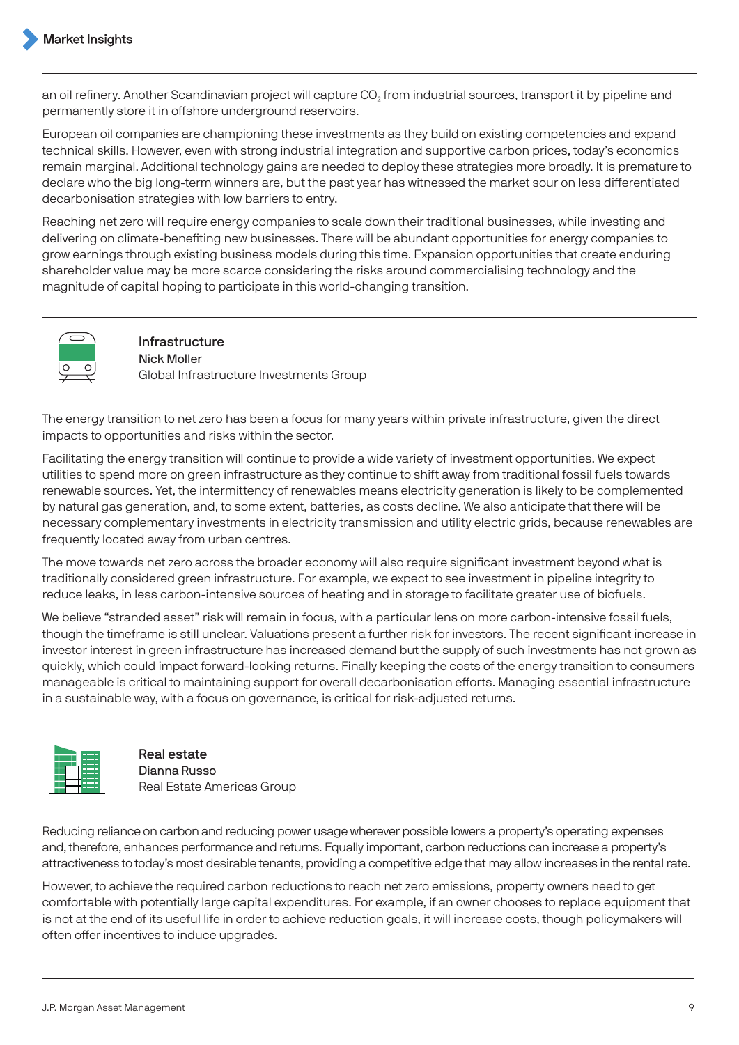an oil refinery. Another Scandinavian project will capture $CO_2$ from industrial sources, transport it by pipeline and permanently store it in offshore underground reservoirs.

European oil companies are championing these investments as they build on existing competencies and expand technical skills. However, even with strong industrial integration and supportive carbon prices, today's economics remain marginal. Additional technology gains are needed to deploy these strategies more broadly. It is premature to declare who the big long-term winners are, but the past year has witnessed the market sour on less differentiated decarbonisation strategies with low barriers to entry.

Reaching net zero will require energy companies to scale down their traditional businesses, while investing and delivering on climate-benefiting new businesses. There will be abundant opportunities for energy companies to grow earnings through existing business models during this time. Expansion opportunities that create enduring shareholder value may be more scarce considering the risks around commercialising technology and the magnitude of capital hoping to participate in this world-changing transition.

## Infrastructure

Nick Moller
Global Infrastructure Investments Group

The energy transition to net zero has been a focus for many years within private infrastructure, given the direct impacts to opportunities and risks within the sector.

Facilitating the energy transition will continue to provide a wide variety of investment opportunities. We expect utilities to spend more on green infrastructure as they continue to shift away from traditional fossil fuels towards renewable sources. Yet, the intermittency of renewables means electricity generation is likely to be complemented by natural gas generation, and, to some extent, batteries, as costs decline. We also anticipate that there will be necessary complementary investments in electricity transmission and utility electric grids, because renewables are frequently located away from urban centres.

The move towards net zero across the broader economy will also require significant investment beyond what is traditionally considered green infrastructure. For example, we expect to see investment in pipeline integrity to reduce leaks, in less carbon-intensive sources of heating and in storage to facilitate greater use of biofuels.

We believe "stranded asset" risk will remain in focus, with a particular lens on more carbon-intensive fossil fuels, though the timeframe is still unclear. Valuations present a further risk for investors. The recent significant increase in investor interest in green infrastructure has increased demand but the supply of such investments has not grown as quickly, which could impact forward-looking returns. Finally keeping the costs of the energy transition to consumers manageable is critical to maintaining support for overall decarbonisation efforts. Managing essential infrastructure in a sustainable way, with a focus on governance, is critical for risk-adjusted returns.

## Real estate

Dianna Russo
Real Estate Americas Group

Reducing reliance on carbon and reducing power usage wherever possible lowers a property's operating expenses and, therefore, enhances performance and returns. Equally important, carbon reductions can increase a property's attractiveness to today's most desirable tenants, providing a competitive edge that may allow increases in the rental rate.

However, to achieve the required carbon reductions to reach net zero emissions, property owners need to get comfortable with potentially large capital expenditures. For example, if an owner chooses to replace equipment that is not at the end of its useful life in order to achieve reduction goals, it will increase costs, though policymakers will often offer incentives to induce upgrades.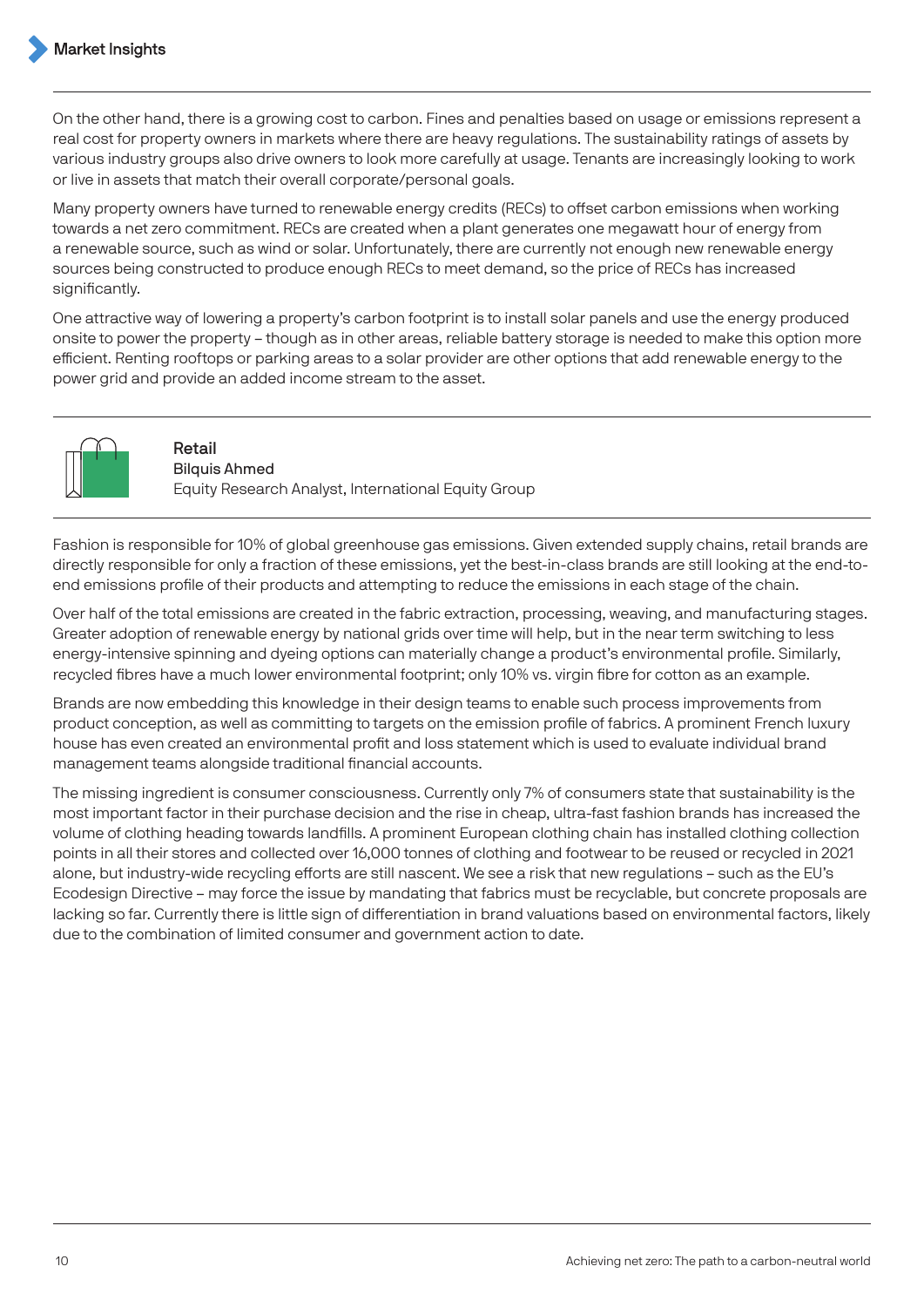On the other hand, there is a growing cost to carbon. Fines and penalties based on usage or emissions represent a real cost for property owners in markets where there are heavy regulations. The sustainability ratings of assets by various industry groups also drive owners to look more carefully at usage. Tenants are increasingly looking to work or live in assets that match their overall corporate/personal goals.

Many property owners have turned to renewable energy credits (RECs) to offset carbon emissions when working towards a net zero commitment. RECs are created when a plant generates one megawatt hour of energy from a renewable source, such as wind or solar. Unfortunately, there are currently not enough new renewable energy sources being constructed to produce enough RECs to meet demand, so the price of RECs has increased significantly.

One attractive way of lowering a property's carbon footprint is to install solar panels and use the energy produced onsite to power the property – though as in other areas, reliable battery storage is needed to make this option more efficient. Renting rooftops or parking areas to a solar provider are other options that add renewable energy to the power grid and provide an added income stream to the asset.

## Retail

Bilquis Ahmed
Equity Research Analyst, International Equity Group

Fashion is responsible for 10% of global greenhouse gas emissions. Given extended supply chains, retail brands are directly responsible for only a fraction of these emissions, yet the best-in-class brands are still looking at the end-to-end emissions profile of their products and attempting to reduce the emissions in each stage of the chain.

Over half of the total emissions are created in the fabric extraction, processing, weaving, and manufacturing stages. Greater adoption of renewable energy by national grids over time will help, but in the near term switching to less energy-intensive spinning and dyeing options can materially change a product's environmental profile. Similarly, recycled fibres have a much lower environmental footprint; only 10% vs. virgin fibre for cotton as an example.

Brands are now embedding this knowledge in their design teams to enable such process improvements from product conception, as well as committing to targets on the emission profile of fabrics. A prominent French luxury house has even created an environmental profit and loss statement which is used to evaluate individual brand management teams alongside traditional financial accounts.

The missing ingredient is consumer consciousness. Currently only 7% of consumers state that sustainability is the most important factor in their purchase decision and the rise in cheap, ultra-fast fashion brands has increased the volume of clothing heading towards landfills. A prominent European clothing chain has installed clothing collection points in all their stores and collected over 16,000 tonnes of clothing and footwear to be reused or recycled in 2021 alone, but industry-wide recycling efforts are still nascent. We see a risk that new regulations – such as the EU's Ecodesign Directive – may force the issue by mandating that fabrics must be recyclable, but concrete proposals are lacking so far. Currently there is little sign of differentiation in brand valuations based on environmental factors, likely due to the combination of limited consumer and government action to date.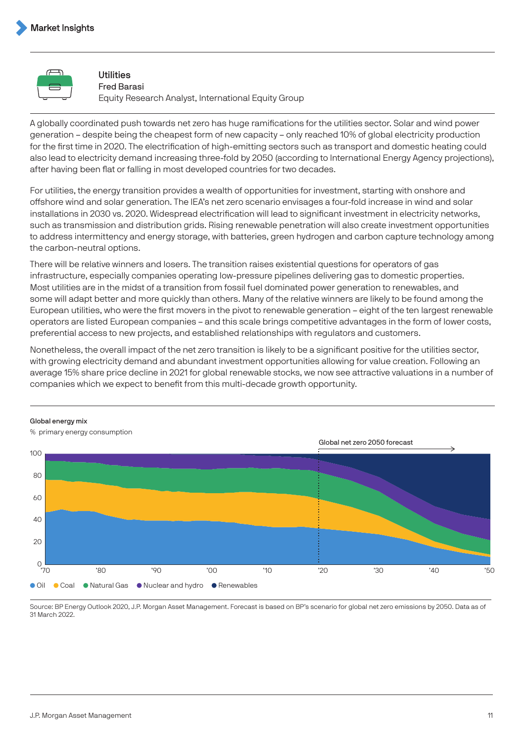## Utilities

Fred Barasi
Equity Research Analyst, International Equity Group

A globally coordinated push towards net zero has huge ramifications for the utilities sector. Solar and wind power generation – despite being the cheapest form of new capacity – only reached 10% of global electricity production for the first time in 2020. The electrification of high-emitting sectors such as transport and domestic heating could also lead to electricity demand increasing three-fold by 2050 (according to International Energy Agency projections), after having been flat or falling in most developed countries for two decades.

For utilities, the energy transition provides a wealth of opportunities for investment, starting with onshore and offshore wind and solar generation. The IEA's net zero scenario envisages a four-fold increase in wind and solar installations in 2030 vs. 2020. Widespread electrification will lead to significant investment in electricity networks, such as transmission and distribution grids. Rising renewable penetration will also create investment opportunities to address intermittency and energy storage, with batteries, green hydrogen and carbon capture technology among the carbon-neutral options.

There will be relative winners and losers. The transition raises existential questions for operators of gas infrastructure, especially companies operating low-pressure pipelines delivering gas to domestic properties. Most utilities are in the midst of a transition from fossil fuel dominated power generation to renewables, and some will adapt better and more quickly than others. Many of the relative winners are likely to be found among the European utilities, who were the first movers in the pivot to renewable generation – eight of the ten largest renewable operators are listed European companies – and this scale brings competitive advantages in the form of lower costs, preferential access to new projects, and established relationships with regulators and customers.

Nonetheless, the overall impact of the net zero transition is likely to be a significant positive for the utilities sector, with growing electricity demand and abundant investment opportunities allowing for value creation. Following an average 15% share price decline in 2021 for global renewable stocks, we now see attractive valuations in a number of companies which we expect to benefit from this multi-decade growth opportunity.

**Global energy mix**

% primary energy consumption

Global net zero 2050 forecast

Oil · Coal · Natural Gas · Nuclear and hydro · Renewables

Source: BP Energy Outlook 2020, J.P. Morgan Asset Management. Forecast is based on BP's scenario for global net zero emissions by 2050. Data as of 31 March 2022.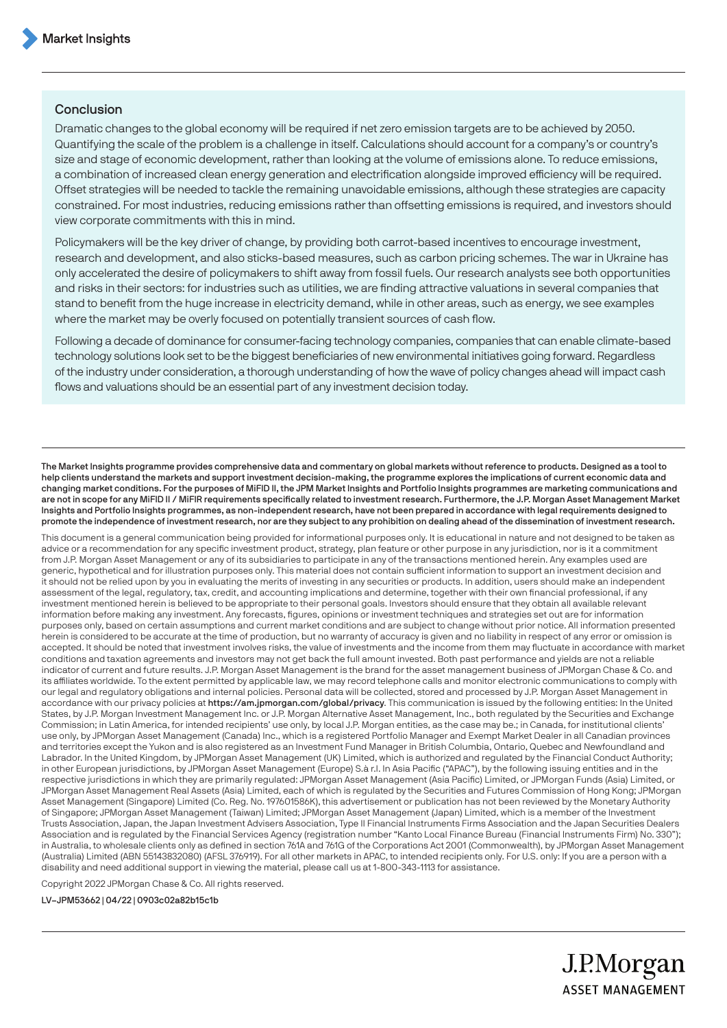## Conclusion

Dramatic changes to the global economy will be required if net zero emission targets are to be achieved by 2050. Quantifying the scale of the problem is a challenge in itself. Calculations should account for a company's or country's size and stage of economic development, rather than looking at the volume of emissions alone. To reduce emissions, a combination of increased clean energy generation and electrification alongside improved efficiency will be required. Offset strategies will be needed to tackle the remaining unavoidable emissions, although these strategies are capacity constrained. For most industries, reducing emissions rather than offsetting emissions is required, and investors should view corporate commitments with this in mind.

Policymakers will be the key driver of change, by providing both carrot-based incentives to encourage investment, research and development, and also sticks-based measures, such as carbon pricing schemes. The war in Ukraine has only accelerated the desire of policymakers to shift away from fossil fuels. Our research analysts see both opportunities and risks in their sectors: for industries such as utilities, we are finding attractive valuations in several companies that stand to benefit from the huge increase in electricity demand, while in other areas, such as energy, we see examples where the market may be overly focused on potentially transient sources of cash flow.

Following a decade of dominance for consumer-facing technology companies, companies that can enable climate-based technology solutions look set to be the biggest beneficiaries of new environmental initiatives going forward. Regardless of the industry under consideration, a thorough understanding of how the wave of policy changes ahead will impact cash flows and valuations should be an essential part of any investment decision today.

**The Market Insights programme provides comprehensive data and commentary on global markets without reference to products. Designed as a tool to help clients understand the markets and support investment decision-making, the programme explores the implications of current economic data and changing market conditions. For the purposes of MiFID II, the JPM Market Insights and Portfolio Insights programmes are marketing communications and are not in scope for any MiFID II / MiFIR requirements specifically related to investment research. Furthermore, the J.P. Morgan Asset Management Market Insights and Portfolio Insights programmes, as non-independent research, have not been prepared in accordance with legal requirements designed to promote the independence of investment research, nor are they subject to any prohibition on dealing ahead of the dissemination of investment research.**

This document is a general communication being provided for informational purposes only. It is educational in nature and not designed to be taken as advice or a recommendation for any specific investment product, strategy, plan feature or other purpose in any jurisdiction, nor is it a commitment from J.P. Morgan Asset Management or any of its subsidiaries to participate in any of the transactions mentioned herein. Any examples used are generic, hypothetical and for illustration purposes only. This material does not contain sufficient information to support an investment decision and it should not be relied upon by you in evaluating the merits of investing in any securities or products. In addition, users should make an independent assessment of the legal, regulatory, tax, credit, and accounting implications and determine, together with their own financial professional, if any investment mentioned herein is believed to be appropriate to their personal goals. Investors should ensure that they obtain all available relevant information before making any investment. Any forecasts, figures, opinions or investment techniques and strategies set out are for information purposes only, based on certain assumptions and current market conditions and are subject to change without prior notice. All information presented herein is considered to be accurate at the time of production, but no warranty of accuracy is given and no liability in respect of any error or omission is accepted. It should be noted that investment involves risks, the value of investments and the income from them may fluctuate in accordance with market conditions and taxation agreements and investors may not get back the full amount invested. Both past performance and yields are not a reliable indicator of current and future results. J.P. Morgan Asset Management is the brand for the asset management business of JPMorgan Chase & Co. and its affiliates worldwide. To the extent permitted by applicable law, we may record telephone calls and monitor electronic communications to comply with our legal and regulatory obligations and internal policies. Personal data will be collected, stored and processed by J.P. Morgan Asset Management in accordance with our privacy policies at **https://am.jpmorgan.com/global/privacy**. This communication is issued by the following entities: In the United States, by J.P. Morgan Investment Management Inc. or J.P. Morgan Alternative Asset Management, Inc., both regulated by the Securities and Exchange Commission; in Latin America, for intended recipients' use only, by local J.P. Morgan entities, as the case may be.; in Canada, for institutional clients' use only, by JPMorgan Asset Management (Canada) Inc., which is a registered Portfolio Manager and Exempt Market Dealer in all Canadian provinces and territories except the Yukon and is also registered as an Investment Fund Manager in British Columbia, Ontario, Quebec and Newfoundland and Labrador. In the United Kingdom, by JPMorgan Asset Management (UK) Limited, which is authorized and regulated by the Financial Conduct Authority; in other European jurisdictions, by JPMorgan Asset Management (Europe) S.à r.l. In Asia Pacific ("APAC"), by the following issuing entities and in the respective jurisdictions in which they are primarily regulated: JPMorgan Asset Management (Asia Pacific) Limited, or JPMorgan Funds (Asia) Limited, or JPMorgan Asset Management Real Assets (Asia) Limited, each of which is regulated by the Securities and Futures Commission of Hong Kong; JPMorgan Asset Management (Singapore) Limited (Co. Reg. No. 197601586K), this advertisement or publication has not been reviewed by the Monetary Authority of Singapore; JPMorgan Asset Management (Taiwan) Limited; JPMorgan Asset Management (Japan) Limited, which is a member of the Investment Trusts Association, Japan, the Japan Investment Advisers Association, Type II Financial Instruments Firms Association and the Japan Securities Dealers Association and is regulated by the Financial Services Agency (registration number "Kanto Local Finance Bureau (Financial Instruments Firm) No. 330"); in Australia, to wholesale clients only as defined in section 761A and 761G of the Corporations Act 2001 (Commonwealth), by JPMorgan Asset Management (Australia) Limited (ABN 55143832080) (AFSL 376919). For all other markets in APAC, to intended recipients only. For U.S. only: If you are a person with a disability and need additional support in viewing the material, please call us at 1-800-343-1113 for assistance.

Copyright 2022 JPMorgan Chase & Co. All rights reserved.

LV–JPM53662 | 04/22 | 0903c02a82b15c1b

J.P.Morgan
ASSET MANAGEMENT